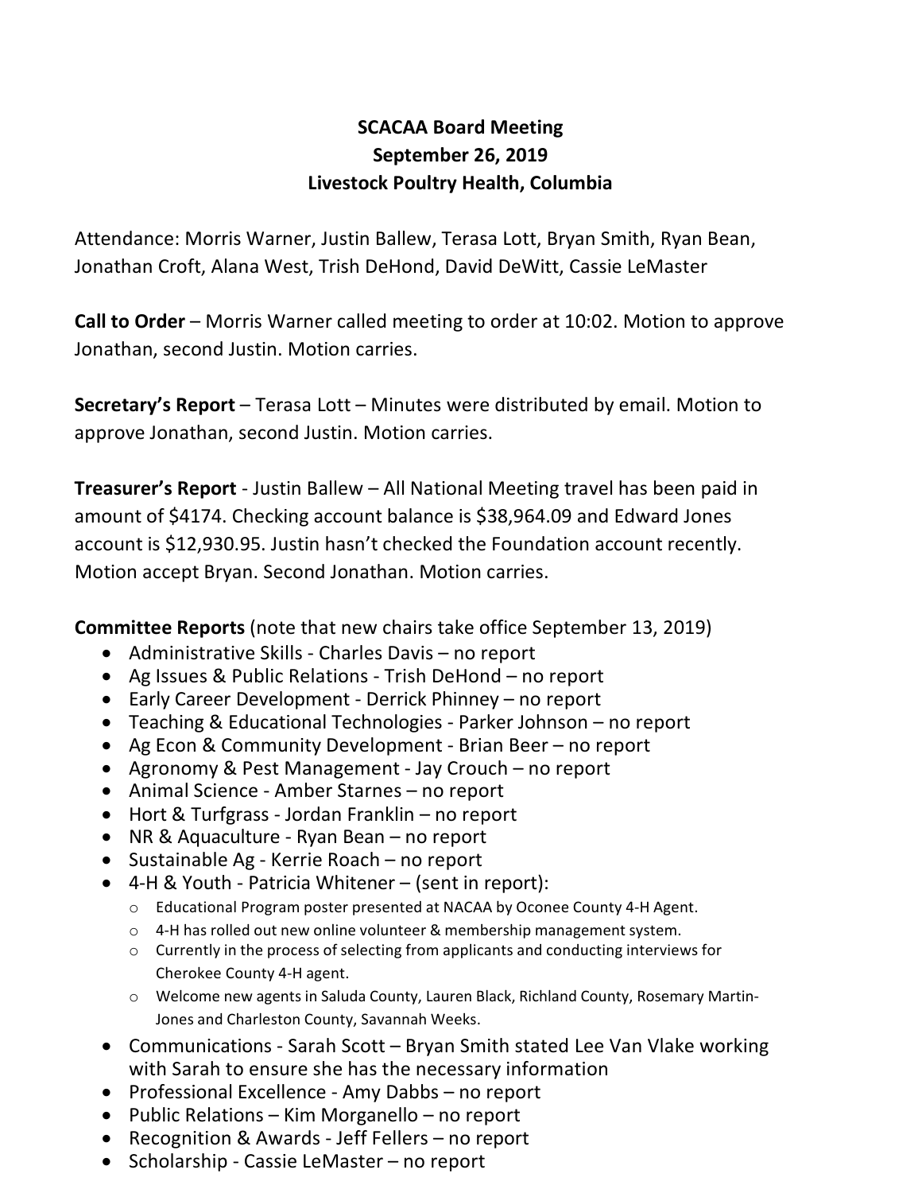# SCACAA Board Meeting
## September 26, 2019
## Livestock Poultry Health, Columbia

Attendance: Morris Warner, Justin Ballew, Terasa Lott, Bryan Smith, Ryan Bean, Jonathan Croft, Alana West, Trish DeHond, David DeWitt, Cassie LeMaster

**Call to Order** – Morris Warner called meeting to order at 10:02. Motion to approve Jonathan, second Justin. Motion carries.

**Secretary's Report** – Terasa Lott – Minutes were distributed by email. Motion to approve Jonathan, second Justin. Motion carries.

**Treasurer's Report** - Justin Ballew – All National Meeting travel has been paid in amount of $4174. Checking account balance is $38,964.09 and Edward Jones account is $12,930.95. Justin hasn't checked the Foundation account recently. Motion accept Bryan. Second Jonathan. Motion carries.

**Committee Reports** (note that new chairs take office September 13, 2019)

- Administrative Skills - Charles Davis – no report
- Ag Issues & Public Relations - Trish DeHond – no report
- Early Career Development - Derrick Phinney – no report
- Teaching & Educational Technologies - Parker Johnson – no report
- Ag Econ & Community Development - Brian Beer – no report
- Agronomy & Pest Management - Jay Crouch – no report
- Animal Science - Amber Starnes – no report
- Hort & Turfgrass - Jordan Franklin – no report
- NR & Aquaculture - Ryan Bean – no report
- Sustainable Ag - Kerrie Roach – no report
- 4-H & Youth - Patricia Whitener – (sent in report):
  - Educational Program poster presented at NACAA by Oconee County 4-H Agent.
  - 4-H has rolled out new online volunteer & membership management system.
  - Currently in the process of selecting from applicants and conducting interviews for Cherokee County 4-H agent.
  - Welcome new agents in Saluda County, Lauren Black, Richland County, Rosemary Martin-Jones and Charleston County, Savannah Weeks.
- Communications - Sarah Scott – Bryan Smith stated Lee Van Vlake working with Sarah to ensure she has the necessary information
- Professional Excellence - Amy Dabbs – no report
- Public Relations – Kim Morganello – no report
- Recognition & Awards - Jeff Fellers – no report
- Scholarship - Cassie LeMaster – no report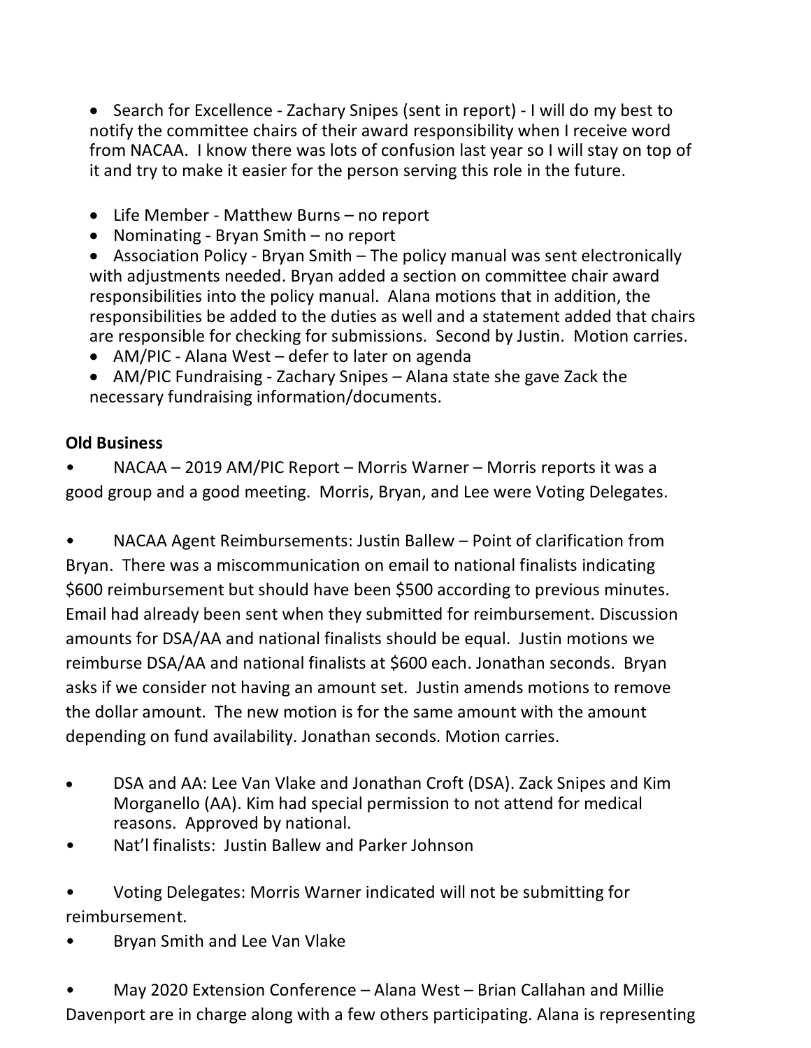- Search for Excellence - Zachary Snipes (sent in report) - I will do my best to notify the committee chairs of their award responsibility when I receive word from NACAA. I know there was lots of confusion last year so I will stay on top of it and try to make it easier for the person serving this role in the future.

- Life Member - Matthew Burns – no report
- Nominating - Bryan Smith – no report
- Association Policy - Bryan Smith – The policy manual was sent electronically with adjustments needed. Bryan added a section on committee chair award responsibilities into the policy manual. Alana motions that in addition, the responsibilities be added to the duties as well and a statement added that chairs are responsible for checking for submissions. Second by Justin. Motion carries.
- AM/PIC - Alana West – defer to later on agenda
- AM/PIC Fundraising - Zachary Snipes – Alana state she gave Zack the necessary fundraising information/documents.

**Old Business**

- NACAA – 2019 AM/PIC Report – Morris Warner – Morris reports it was a good group and a good meeting. Morris, Bryan, and Lee were Voting Delegates.

- NACAA Agent Reimbursements: Justin Ballew – Point of clarification from Bryan. There was a miscommunication on email to national finalists indicating $600 reimbursement but should have been $500 according to previous minutes. Email had already been sent when they submitted for reimbursement. Discussion amounts for DSA/AA and national finalists should be equal. Justin motions we reimburse DSA/AA and national finalists at $600 each. Jonathan seconds. Bryan asks if we consider not having an amount set. Justin amends motions to remove the dollar amount. The new motion is for the same amount with the amount depending on fund availability. Jonathan seconds. Motion carries.

- DSA and AA: Lee Van Vlake and Jonathan Croft (DSA). Zack Snipes and Kim Morganello (AA). Kim had special permission to not attend for medical reasons. Approved by national.
- Nat'l finalists: Justin Ballew and Parker Johnson

- Voting Delegates: Morris Warner indicated will not be submitting for reimbursement.
- Bryan Smith and Lee Van Vlake

- May 2020 Extension Conference – Alana West – Brian Callahan and Millie Davenport are in charge along with a few others participating. Alana is representing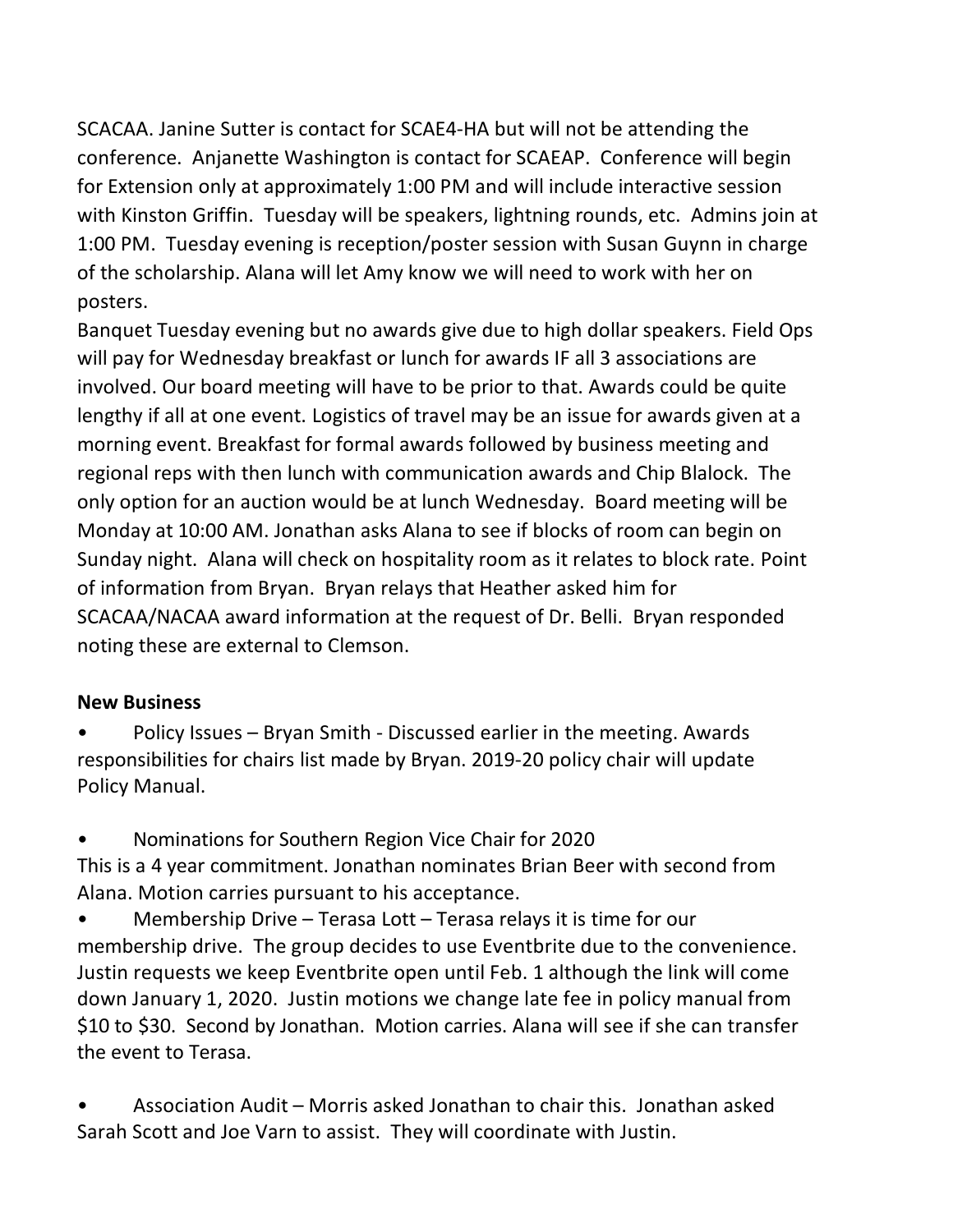SCACAA. Janine Sutter is contact for SCAE4-HA but will not be attending the conference. Anjanette Washington is contact for SCAEAP. Conference will begin for Extension only at approximately 1:00 PM and will include interactive session with Kinston Griffin. Tuesday will be speakers, lightning rounds, etc. Admins join at 1:00 PM. Tuesday evening is reception/poster session with Susan Guynn in charge of the scholarship. Alana will let Amy know we will need to work with her on posters.

Banquet Tuesday evening but no awards give due to high dollar speakers. Field Ops will pay for Wednesday breakfast or lunch for awards IF all 3 associations are involved. Our board meeting will have to be prior to that. Awards could be quite lengthy if all at one event. Logistics of travel may be an issue for awards given at a morning event. Breakfast for formal awards followed by business meeting and regional reps with then lunch with communication awards and Chip Blalock. The only option for an auction would be at lunch Wednesday. Board meeting will be Monday at 10:00 AM. Jonathan asks Alana to see if blocks of room can begin on Sunday night. Alana will check on hospitality room as it relates to block rate. Point of information from Bryan. Bryan relays that Heather asked him for SCACAA/NACAA award information at the request of Dr. Belli. Bryan responded noting these are external to Clemson.

**New Business**

- Policy Issues – Bryan Smith - Discussed earlier in the meeting. Awards responsibilities for chairs list made by Bryan. 2019-20 policy chair will update Policy Manual.

- Nominations for Southern Region Vice Chair for 2020
This is a 4 year commitment. Jonathan nominates Brian Beer with second from Alana. Motion carries pursuant to his acceptance.
- Membership Drive – Terasa Lott – Terasa relays it is time for our membership drive. The group decides to use Eventbrite due to the convenience. Justin requests we keep Eventbrite open until Feb. 1 although the link will come down January 1, 2020. Justin motions we change late fee in policy manual from \$10 to \$30. Second by Jonathan. Motion carries. Alana will see if she can transfer the event to Terasa.

- Association Audit – Morris asked Jonathan to chair this. Jonathan asked Sarah Scott and Joe Varn to assist. They will coordinate with Justin.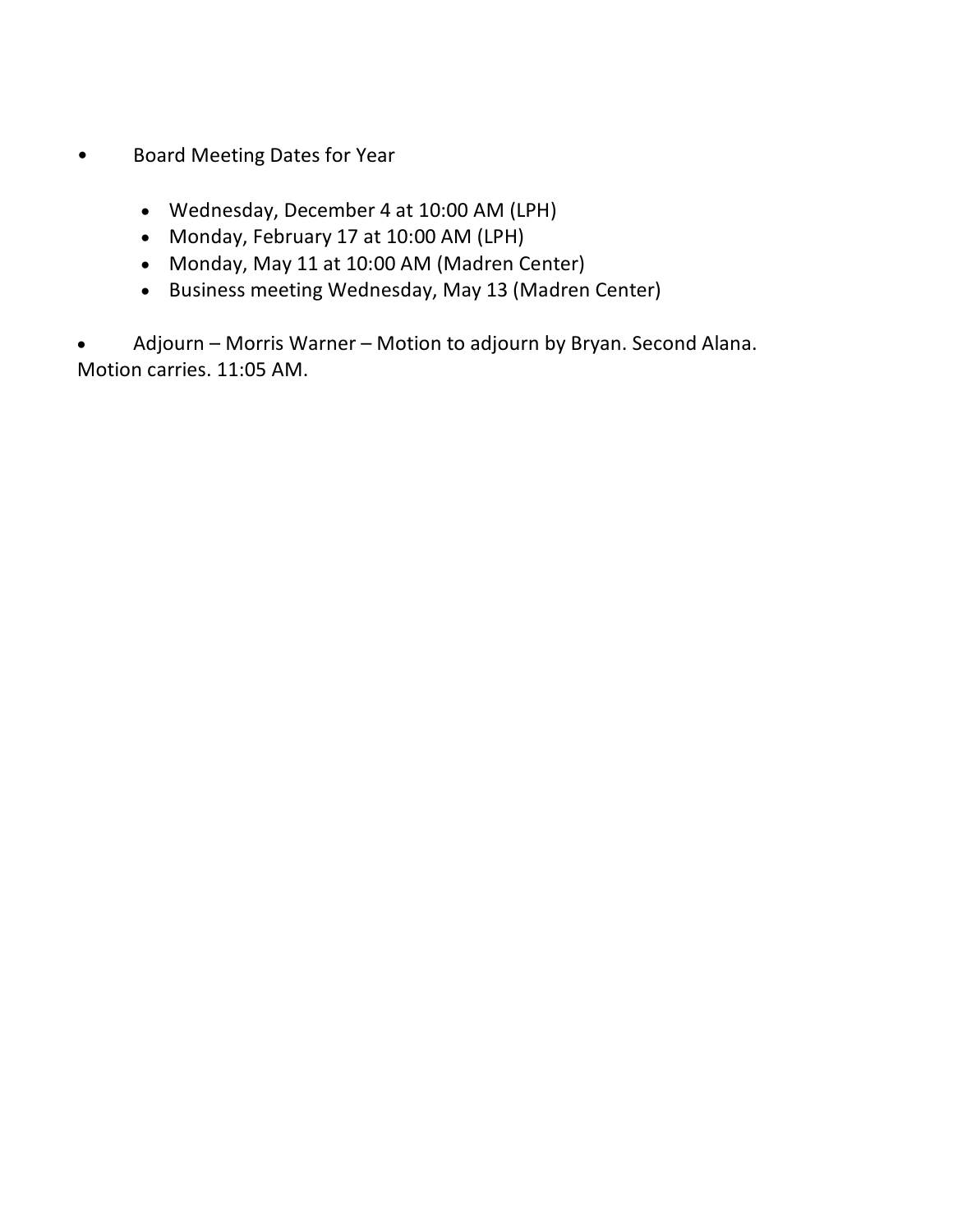- Board Meeting Dates for Year

  - Wednesday, December 4 at 10:00 AM (LPH)
  - Monday, February 17 at 10:00 AM (LPH)
  - Monday, May 11 at 10:00 AM (Madren Center)
  - Business meeting Wednesday, May 13 (Madren Center)

- Adjourn – Morris Warner – Motion to adjourn by Bryan. Second Alana. Motion carries. 11:05 AM.